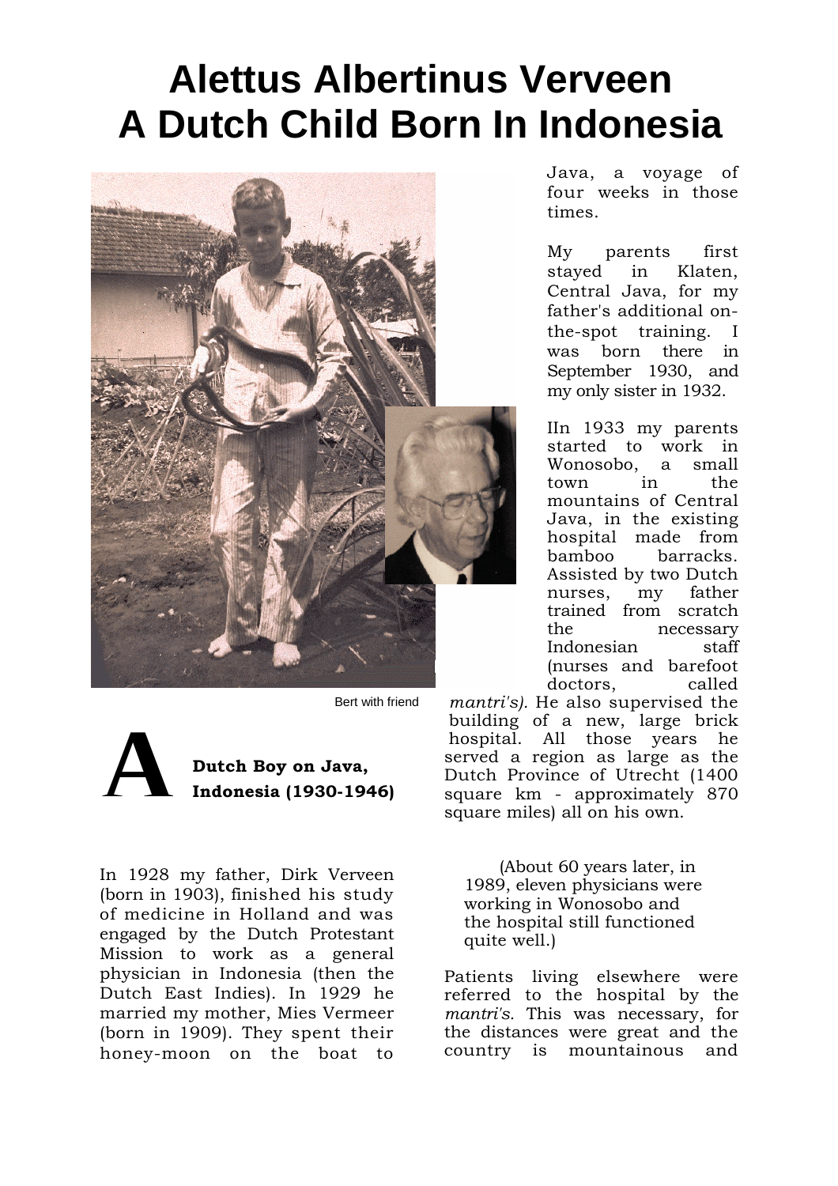# Alettus Albertinus Verveen
# A Dutch Child Born In Indonesia

Bert with friend

## A Dutch Boy on Java, Indonesia (1930-1946)

In 1928 my father, Dirk Verveen (born in 1903), finished his study of medicine in Holland and was engaged by the Dutch Protestant Mission to work as a general physician in Indonesia (then the Dutch East Indies). In 1929 he married my mother, Mies Vermeer (born in 1909). They spent their honey-moon on the boat to Java, a voyage of four weeks in those times.

My parents first stayed in Klaten, Central Java, for my father's additional on-the-spot training. I was born there in September 1930, and my only sister in 1932.

IIn 1933 my parents started to work in Wonosobo, a small town in the mountains of Central Java, in the existing hospital made from bamboo barracks. Assisted by two Dutch nurses, my father trained from scratch the necessary Indonesian staff (nurses and barefoot doctors, called *mantri's*). He also supervised the building of a new, large brick hospital. All those years he served a region as large as the Dutch Province of Utrecht (1400 square km - approximately 870 square miles) all on his own.

(About 60 years later, in 1989, eleven physicians were working in Wonosobo and the hospital still functioned quite well.)

Patients living elsewhere were referred to the hospital by the *mantri's.* This was necessary, for the distances were great and the country is mountainous and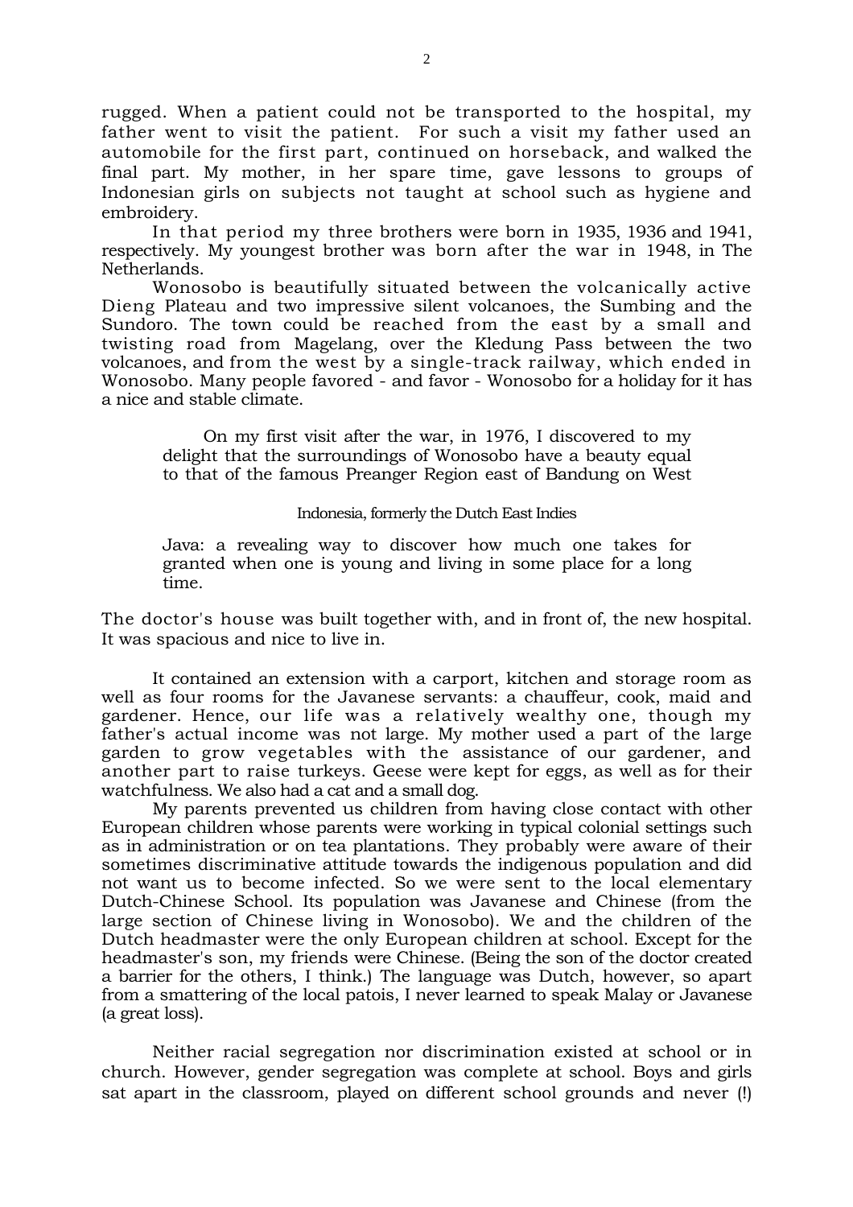rugged. When a patient could not be transported to the hospital, my father went to visit the patient. For such a visit my father used an automobile for the first part, continued on horseback, and walked the final part. My mother, in her spare time, gave lessons to groups of Indonesian girls on subjects not taught at school such as hygiene and embroidery.

In that period my three brothers were born in 1935, 1936 and 1941, respectively. My youngest brother was born after the war in 1948, in The Netherlands.

Wonosobo is beautifully situated between the volcanically active Dieng Plateau and two impressive silent volcanoes, the Sumbing and the Sundoro. The town could be reached from the east by a small and twisting road from Magelang, over the Kledung Pass between the two volcanoes, and from the west by a single-track railway, which ended in Wonosobo. Many people favored - and favor - Wonosobo for a holiday for it has a nice and stable climate.

> On my first visit after the war, in 1976, I discovered to my delight that the surroundings of Wonosobo have a beauty equal to that of the famous Preanger Region east of Bandung on West Java: a revealing way to discover how much one takes for granted when one is young and living in some place for a long time.

The doctor's house was built together with, and in front of, the new hospital. It was spacious and nice to live in.

It contained an extension with a carport, kitchen and storage room as well as four rooms for the Javanese servants: a chauffeur, cook, maid and gardener. Hence, our life was a relatively wealthy one, though my father's actual income was not large. My mother used a part of the large garden to grow vegetables with the assistance of our gardener, and another part to raise turkeys. Geese were kept for eggs, as well as for their watchfulness. We also had a cat and a small dog.

My parents prevented us children from having close contact with other European children whose parents were working in typical colonial settings such as in administration or on tea plantations. They probably were aware of their sometimes discriminative attitude towards the indigenous population and did not want us to become infected. So we were sent to the local elementary Dutch-Chinese School. Its population was Javanese and Chinese (from the large section of Chinese living in Wonosobo). We and the children of the Dutch headmaster were the only European children at school. Except for the headmaster's son, my friends were Chinese. (Being the son of the doctor created a barrier for the others, I think.) The language was Dutch, however, so apart from a smattering of the local patois, I never learned to speak Malay or Javanese (a great loss).

Neither racial segregation nor discrimination existed at school or in church. However, gender segregation was complete at school. Boys and girls sat apart in the classroom, played on different school grounds and never (!)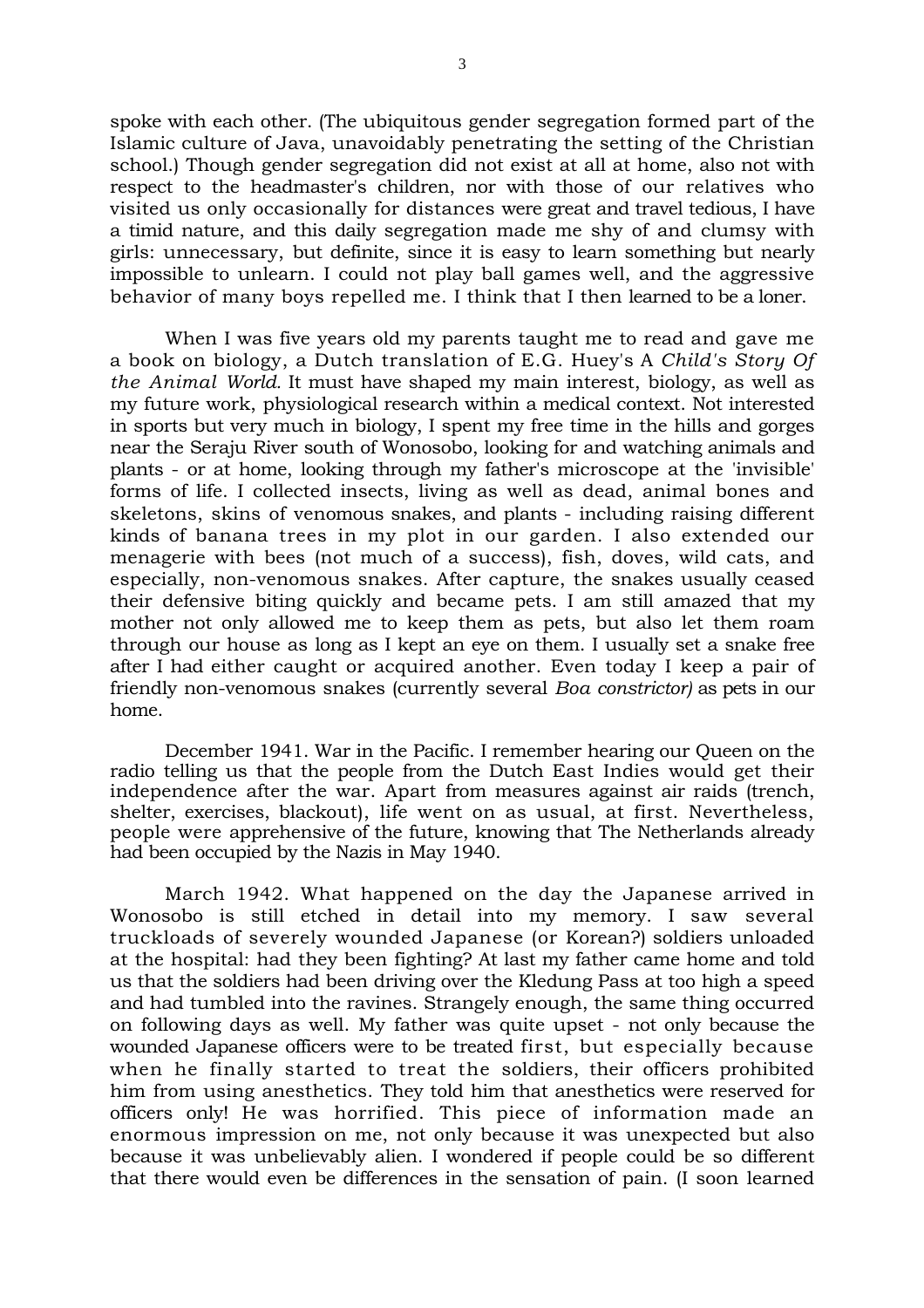spoke with each other. (The ubiquitous gender segregation formed part of the Islamic culture of Java, unavoidably penetrating the setting of the Christian school.) Though gender segregation did not exist at all at home, also not with respect to the headmaster's children, nor with those of our relatives who visited us only occasionally for distances were great and travel tedious, I have a timid nature, and this daily segregation made me shy of and clumsy with girls: unnecessary, but definite, since it is easy to learn something but nearly impossible to unlearn. I could not play ball games well, and the aggressive behavior of many boys repelled me. I think that I then learned to be a loner.

When I was five years old my parents taught me to read and gave me a book on biology, a Dutch translation of E.G. Huey's A *Child's Story Of the Animal World.* It must have shaped my main interest, biology, as well as my future work, physiological research within a medical context. Not interested in sports but very much in biology, I spent my free time in the hills and gorges near the Seraju River south of Wonosobo, looking for and watching animals and plants - or at home, looking through my father's microscope at the 'invisible' forms of life. I collected insects, living as well as dead, animal bones and skeletons, skins of venomous snakes, and plants - including raising different kinds of banana trees in my plot in our garden. I also extended our menagerie with bees (not much of a success), fish, doves, wild cats, and especially, non-venomous snakes. After capture, the snakes usually ceased their defensive biting quickly and became pets. I am still amazed that my mother not only allowed me to keep them as pets, but also let them roam through our house as long as I kept an eye on them. I usually set a snake free after I had either caught or acquired another. Even today I keep a pair of friendly non-venomous snakes (currently several *Boa constrictor)* as pets in our home.

December 1941. War in the Pacific. I remember hearing our Queen on the radio telling us that the people from the Dutch East Indies would get their independence after the war. Apart from measures against air raids (trench, shelter, exercises, blackout), life went on as usual, at first. Nevertheless, people were apprehensive of the future, knowing that The Netherlands already had been occupied by the Nazis in May 1940.

March 1942. What happened on the day the Japanese arrived in Wonosobo is still etched in detail into my memory. I saw several truckloads of severely wounded Japanese (or Korean?) soldiers unloaded at the hospital: had they been fighting? At last my father came home and told us that the soldiers had been driving over the Kledung Pass at too high a speed and had tumbled into the ravines. Strangely enough, the same thing occurred on following days as well. My father was quite upset - not only because the wounded Japanese officers were to be treated first, but especially because when he finally started to treat the soldiers, their officers prohibited him from using anesthetics. They told him that anesthetics were reserved for officers only! He was horrified. This piece of information made an enormous impression on me, not only because it was unexpected but also because it was unbelievably alien. I wondered if people could be so different that there would even be differences in the sensation of pain. (I soon learned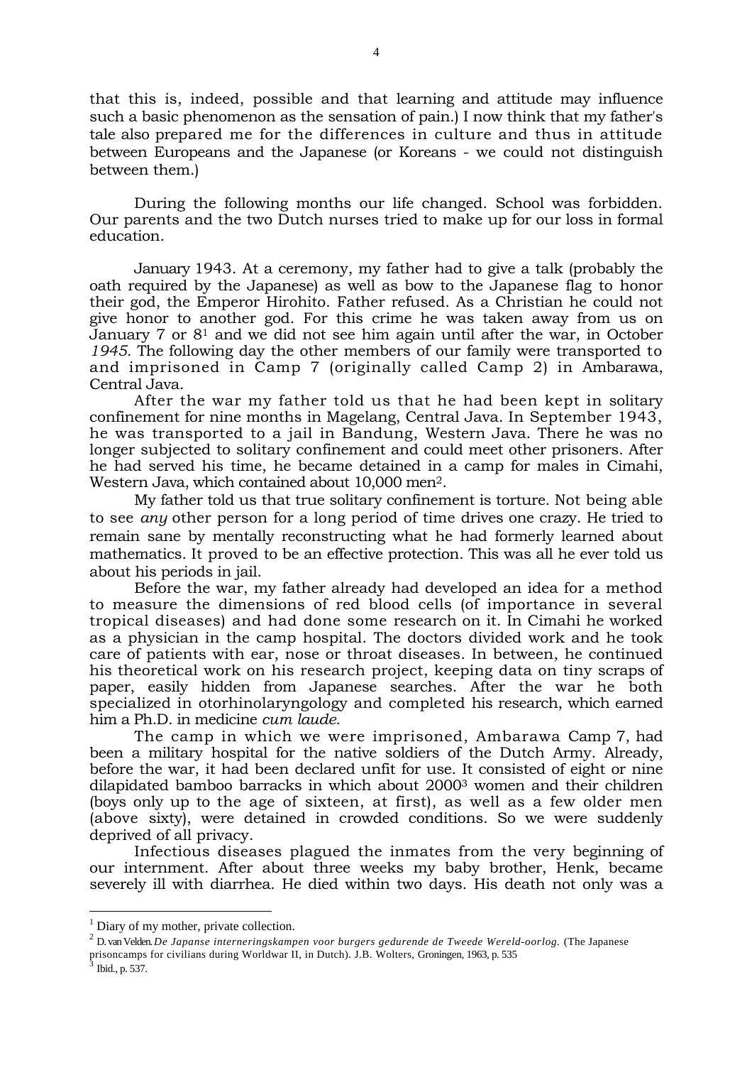that this is, indeed, possible and that learning and attitude may influence such a basic phenomenon as the sensation of pain.) I now think that my father's tale also prepared me for the differences in culture and thus in attitude between Europeans and the Japanese (or Koreans - we could not distinguish between them.)

During the following months our life changed. School was forbidden. Our parents and the two Dutch nurses tried to make up for our loss in formal education.

January 1943. At a ceremony, my father had to give a talk (probably the oath required by the Japanese) as well as bow to the Japanese flag to honor their god, the Emperor Hirohito. Father refused. As a Christian he could not give honor to another god. For this crime he was taken away from us on January 7 or 8[1] and we did not see him again until after the war, in October *1945*. The following day the other members of our family were transported to and imprisoned in Camp 7 (originally called Camp 2) in Ambarawa, Central Java.

After the war my father told us that he had been kept in solitary confinement for nine months in Magelang, Central Java. In September 1943, he was transported to a jail in Bandung, Western Java. There he was no longer subjected to solitary confinement and could meet other prisoners. After he had served his time, he became detained in a camp for males in Cimahi, Western Java, which contained about 10,000 men[2].

My father told us that true solitary confinement is torture. Not being able to see *any* other person for a long period of time drives one crazy. He tried to remain sane by mentally reconstructing what he had formerly learned about mathematics. It proved to be an effective protection. This was all he ever told us about his periods in jail.

Before the war, my father already had developed an idea for a method to measure the dimensions of red blood cells (of importance in several tropical diseases) and had done some research on it. In Cimahi he worked as a physician in the camp hospital. The doctors divided work and he took care of patients with ear, nose or throat diseases. In between, he continued his theoretical work on his research project, keeping data on tiny scraps of paper, easily hidden from Japanese searches. After the war he both specialized in otorhinolaryngology and completed his research, which earned him a Ph.D. in medicine *cum laude*.

The camp in which we were imprisoned, Ambarawa Camp 7, had been a military hospital for the native soldiers of the Dutch Army. Already, before the war, it had been declared unfit for use. It consisted of eight or nine dilapidated bamboo barracks in which about 2000[3] women and their children (boys only up to the age of sixteen, at first), as well as a few older men (above sixty), were detained in crowded conditions. So we were suddenly deprived of all privacy.

Infectious diseases plagued the inmates from the very beginning of our internment. After about three weeks my baby brother, Henk, became severely ill with diarrhea. He died within two days. His death not only was a

---

[1] Diary of my mother, private collection.

[2] D. van Velden. *De Japanse interneringskampen voor burgers gedurende de Tweede Wereld-oorlog.* (The Japanese prisoncamps for civilians during Worldwar II, in Dutch). J.B. Wolters, Groningen, 1963, p. 535

[3] Ibid., p. 537.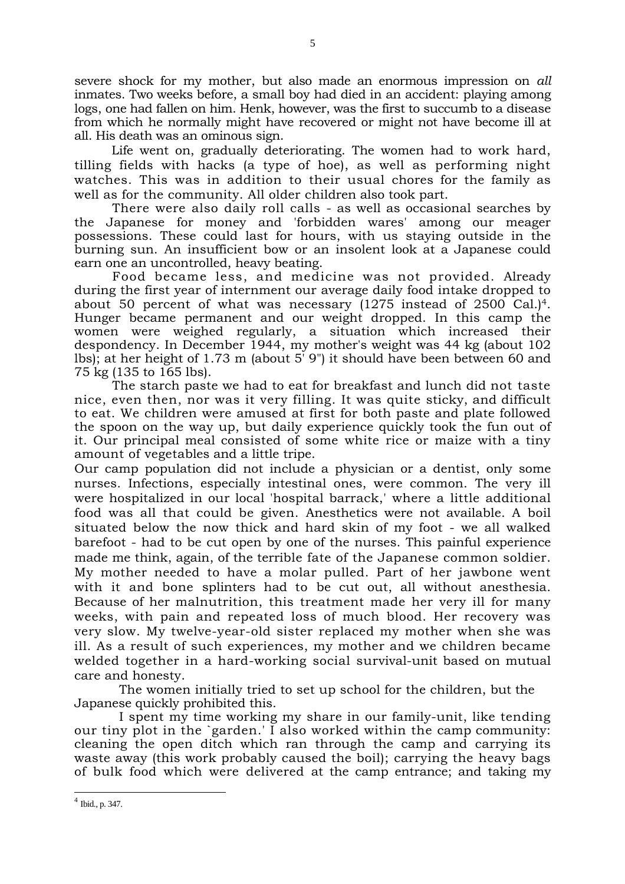severe shock for my mother, but also made an enormous impression on *all* inmates. Two weeks before, a small boy had died in an accident: playing among logs, one had fallen on him. Henk, however, was the first to succumb to a disease from which he normally might have recovered or might not have become ill at all. His death was an ominous sign.

Life went on, gradually deteriorating. The women had to work hard, tilling fields with hacks (a type of hoe), as well as performing night watches. This was in addition to their usual chores for the family as well as for the community. All older children also took part.

There were also daily roll calls - as well as occasional searches by the Japanese for money and 'forbidden wares' among our meager possessions. These could last for hours, with us staying outside in the burning sun. An insufficient bow or an insolent look at a Japanese could earn one an uncontrolled, heavy beating.

Food became less, and medicine was not provided. Already during the first year of internment our average daily food intake dropped to about 50 percent of what was necessary (1275 instead of 2500 Cal.)[4]. Hunger became permanent and our weight dropped. In this camp the women were weighed regularly, a situation which increased their despondency. In December 1944, my mother's weight was 44 kg (about 102 lbs); at her height of 1.73 m (about 5' 9") it should have been between 60 and 75 kg (135 to 165 lbs).

The starch paste we had to eat for breakfast and lunch did not taste nice, even then, nor was it very filling. It was quite sticky, and difficult to eat. We children were amused at first for both paste and plate followed the spoon on the way up, but daily experience quickly took the fun out of it. Our principal meal consisted of some white rice or maize with a tiny amount of vegetables and a little tripe.

Our camp population did not include a physician or a dentist, only some nurses. Infections, especially intestinal ones, were common. The very ill were hospitalized in our local 'hospital barrack,' where a little additional food was all that could be given. Anesthetics were not available. A boil situated below the now thick and hard skin of my foot - we all walked barefoot - had to be cut open by one of the nurses. This painful experience made me think, again, of the terrible fate of the Japanese common soldier. My mother needed to have a molar pulled. Part of her jawbone went with it and bone splinters had to be cut out, all without anesthesia. Because of her malnutrition, this treatment made her very ill for many weeks, with pain and repeated loss of much blood. Her recovery was very slow. My twelve-year-old sister replaced my mother when she was ill. As a result of such experiences, my mother and we children became welded together in a hard-working social survival-unit based on mutual care and honesty.

The women initially tried to set up school for the children, but the Japanese quickly prohibited this.

I spent my time working my share in our family-unit, like tending our tiny plot in the `garden.' I also worked within the camp community: cleaning the open ditch which ran through the camp and carrying its waste away (this work probably caused the boil); carrying the heavy bags of bulk food which were delivered at the camp entrance; and taking my

---

[4] Ibid., p. 347.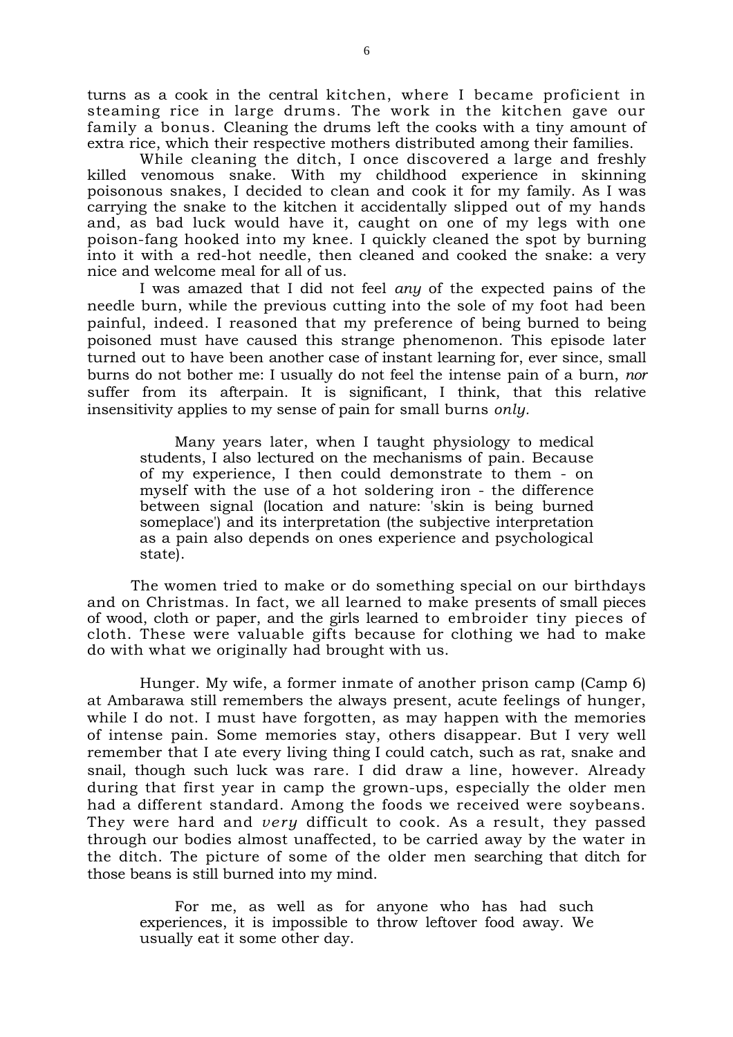turns as a cook in the central kitchen, where I became proficient in steaming rice in large drums. The work in the kitchen gave our family a bonus. Cleaning the drums left the cooks with a tiny amount of extra rice, which their respective mothers distributed among their families.

While cleaning the ditch, I once discovered a large and freshly killed venomous snake. With my childhood experience in skinning poisonous snakes, I decided to clean and cook it for my family. As I was carrying the snake to the kitchen it accidentally slipped out of my hands and, as bad luck would have it, caught on one of my legs with one poison-fang hooked into my knee. I quickly cleaned the spot by burning into it with a red-hot needle, then cleaned and cooked the snake: a very nice and welcome meal for all of us.

I was amazed that I did not feel *any* of the expected pains of the needle burn, while the previous cutting into the sole of my foot had been painful, indeed. I reasoned that my preference of being burned to being poisoned must have caused this strange phenomenon. This episode later turned out to have been another case of instant learning for, ever since, small burns do not bother me: I usually do not feel the intense pain of a burn, *nor* suffer from its afterpain. It is significant, I think, that this relative insensitivity applies to my sense of pain for small burns *only*.

> Many years later, when I taught physiology to medical students, I also lectured on the mechanisms of pain. Because of my experience, I then could demonstrate to them - on myself with the use of a hot soldering iron - the difference between signal (location and nature: 'skin is being burned someplace') and its interpretation (the subjective interpretation as a pain also depends on ones experience and psychological state).

The women tried to make or do something special on our birthdays and on Christmas. In fact, we all learned to make presents of small pieces of wood, cloth or paper, and the girls learned to embroider tiny pieces of cloth. These were valuable gifts because for clothing we had to make do with what we originally had brought with us.

Hunger. My wife, a former inmate of another prison camp (Camp 6) at Ambarawa still remembers the always present, acute feelings of hunger, while I do not. I must have forgotten, as may happen with the memories of intense pain. Some memories stay, others disappear. But I very well remember that I ate every living thing I could catch, such as rat, snake and snail, though such luck was rare. I did draw a line, however. Already during that first year in camp the grown-ups, especially the older men had a different standard. Among the foods we received were soybeans. They were hard and *very* difficult to cook. As a result, they passed through our bodies almost unaffected, to be carried away by the water in the ditch. The picture of some of the older men searching that ditch for those beans is still burned into my mind.

> For me, as well as for anyone who has had such experiences, it is impossible to throw leftover food away. We usually eat it some other day.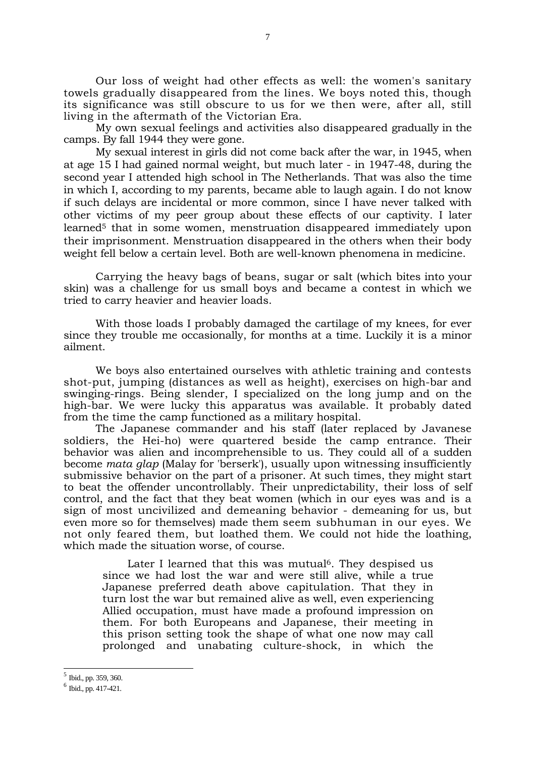Our loss of weight had other effects as well: the women's sanitary towels gradually disappeared from the lines. We boys noted this, though its significance was still obscure to us for we then were, after all, still living in the aftermath of the Victorian Era.

My own sexual feelings and activities also disappeared gradually in the camps. By fall 1944 they were gone.

My sexual interest in girls did not come back after the war, in 1945, when at age 15 I had gained normal weight, but much later - in 1947-48, during the second year I attended high school in The Netherlands. That was also the time in which I, according to my parents, became able to laugh again. I do not know if such delays are incidental or more common, since I have never talked with other victims of my peer group about these effects of our captivity. I later learned[5] that in some women, menstruation disappeared immediately upon their imprisonment. Menstruation disappeared in the others when their body weight fell below a certain level. Both are well-known phenomena in medicine.

Carrying the heavy bags of beans, sugar or salt (which bites into your skin) was a challenge for us small boys and became a contest in which we tried to carry heavier and heavier loads.

With those loads I probably damaged the cartilage of my knees, for ever since they trouble me occasionally, for months at a time. Luckily it is a minor ailment.

We boys also entertained ourselves with athletic training and contests shot-put, jumping (distances as well as height), exercises on high-bar and swinging-rings. Being slender, I specialized on the long jump and on the high-bar. We were lucky this apparatus was available. It probably dated from the time the camp functioned as a military hospital.

The Japanese commander and his staff (later replaced by Javanese soldiers, the Hei-ho) were quartered beside the camp entrance. Their behavior was alien and incomprehensible to us. They could all of a sudden become *mata glap* (Malay for 'berserk'), usually upon witnessing insufficiently submissive behavior on the part of a prisoner. At such times, they might start to beat the offender uncontrollably. Their unpredictability, their loss of self control, and the fact that they beat women (which in our eyes was and is a sign of most uncivilized and demeaning behavior - demeaning for us, but even more so for themselves) made them seem subhuman in our eyes. We not only feared them, but loathed them. We could not hide the loathing, which made the situation worse, of course.

> Later I learned that this was mutual[6]. They despised us since we had lost the war and were still alive, while a true Japanese preferred death above capitulation. That they in turn lost the war but remained alive as well, even experiencing Allied occupation, must have made a profound impression on them. For both Europeans and Japanese, their meeting in this prison setting took the shape of what one now may call prolonged and unabating culture-shock, in which the

[5] Ibid., pp. 359, 360.

[6] Ibid., pp. 417-421.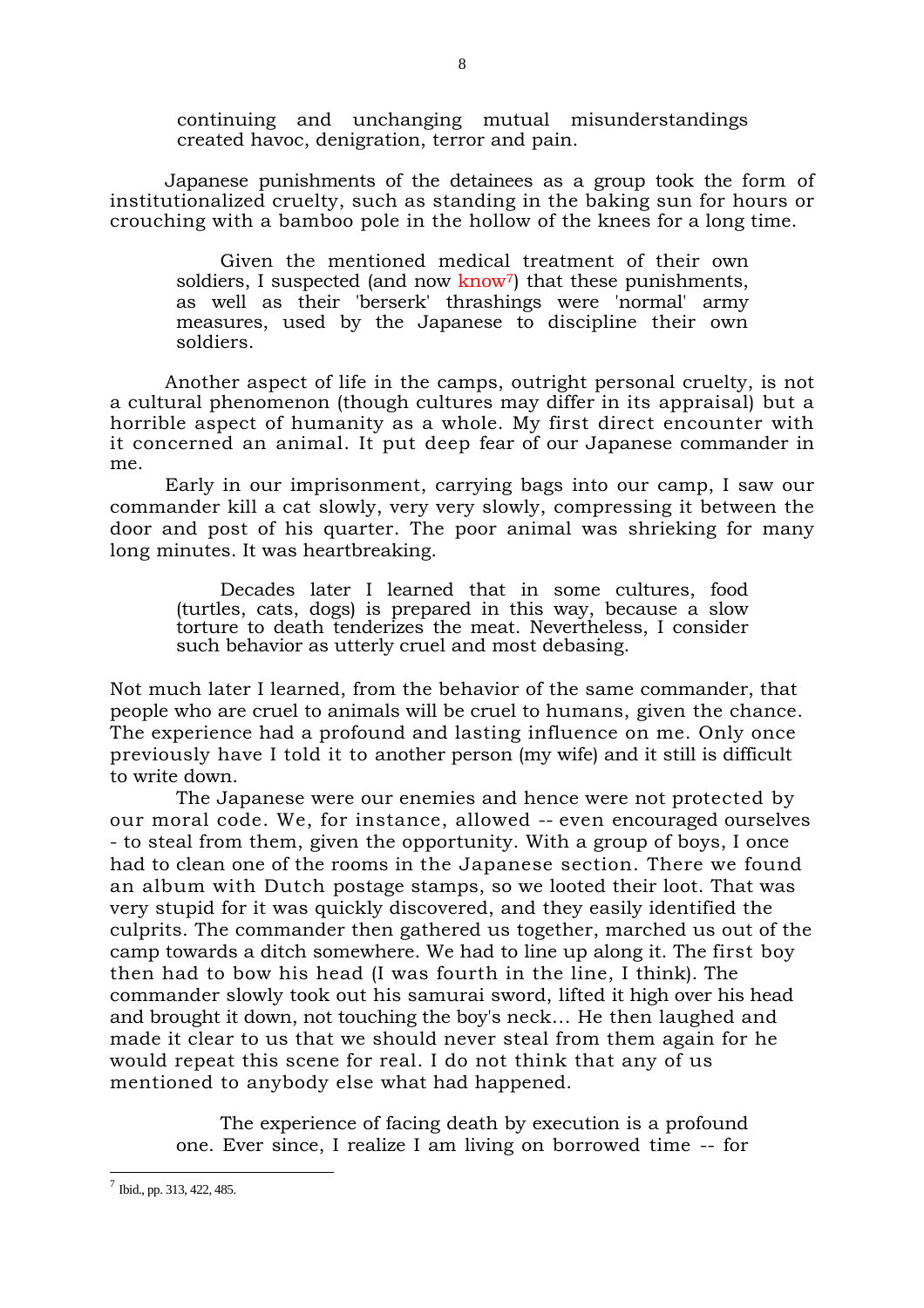continuing and unchanging mutual misunderstandings created havoc, denigration, terror and pain.

Japanese punishments of the detainees as a group took the form of institutionalized cruelty, such as standing in the baking sun for hours or crouching with a bamboo pole in the hollow of the knees for a long time.

> Given the mentioned medical treatment of their own soldiers, I suspected (and now know[7]) that these punishments, as well as their 'berserk' thrashings were 'normal' army measures, used by the Japanese to discipline their own soldiers.

Another aspect of life in the camps, outright personal cruelty, is not a cultural phenomenon (though cultures may differ in its appraisal) but a horrible aspect of humanity as a whole. My first direct encounter with it concerned an animal. It put deep fear of our Japanese commander in me.

Early in our imprisonment, carrying bags into our camp, I saw our commander kill a cat slowly, very very slowly, compressing it between the door and post of his quarter. The poor animal was shrieking for many long minutes. It was heartbreaking.

> Decades later I learned that in some cultures, food (turtles, cats, dogs) is prepared in this way, because a slow torture to death tenderizes the meat. Nevertheless, I consider such behavior as utterly cruel and most debasing.

Not much later I learned, from the behavior of the same commander, that people who are cruel to animals will be cruel to humans, given the chance. The experience had a profound and lasting influence on me. Only once previously have I told it to another person (my wife) and it still is difficult to write down.

The Japanese were our enemies and hence were not protected by our moral code. We, for instance, allowed -- even encouraged ourselves - to steal from them, given the opportunity. With a group of boys, I once had to clean one of the rooms in the Japanese section. There we found an album with Dutch postage stamps, so we looted their loot. That was very stupid for it was quickly discovered, and they easily identified the culprits. The commander then gathered us together, marched us out of the camp towards a ditch somewhere. We had to line up along it. The first boy then had to bow his head (I was fourth in the line, I think). The commander slowly took out his samurai sword, lifted it high over his head and brought it down, not touching the boy's neck... He then laughed and made it clear to us that we should never steal from them again for he would repeat this scene for real. I do not think that any of us mentioned to anybody else what had happened.

> The experience of facing death by execution is a profound one. Ever since, I realize I am living on borrowed time -- for

[7] Ibid., pp. 313, 422, 485.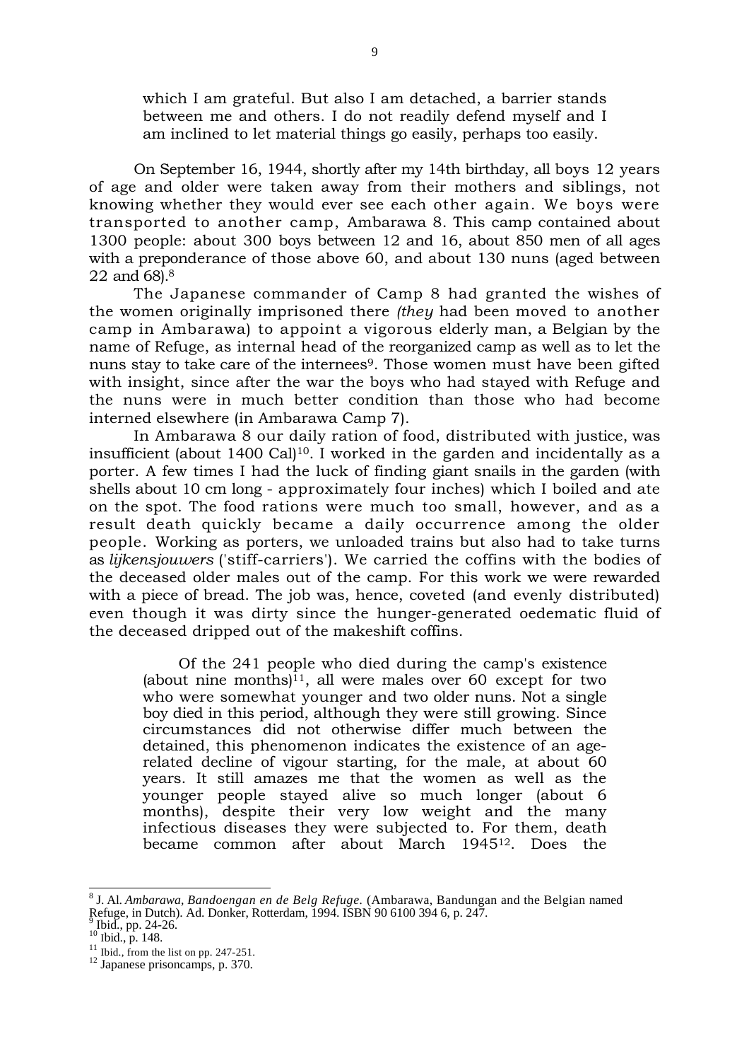> which I am grateful. But also I am detached, a barrier stands between me and others. I do not readily defend myself and I am inclined to let material things go easily, perhaps too easily.

On September 16, 1944, shortly after my 14th birthday, all boys 12 years of age and older were taken away from their mothers and siblings, not knowing whether they would ever see each other again. We boys were transported to another camp, Ambarawa 8. This camp contained about 1300 people: about 300 boys between 12 and 16, about 850 men of all ages with a preponderance of those above 60, and about 130 nuns (aged between 22 and 68).[8]

The Japanese commander of Camp 8 had granted the wishes of the women originally imprisoned there *(they* had been moved to another camp in Ambarawa) to appoint a vigorous elderly man, a Belgian by the name of Refuge, as internal head of the reorganized camp as well as to let the nuns stay to take care of the internees[9]. Those women must have been gifted with insight, since after the war the boys who had stayed with Refuge and the nuns were in much better condition than those who had become interned elsewhere (in Ambarawa Camp 7).

In Ambarawa 8 our daily ration of food, distributed with justice, was insufficient (about 1400 Cal)[10]. I worked in the garden and incidentally as a porter. A few times I had the luck of finding giant snails in the garden (with shells about 10 cm long - approximately four inches) which I boiled and ate on the spot. The food rations were much too small, however, and as a result death quickly became a daily occurrence among the older people. Working as porters, we unloaded trains but also had to take turns as *lijkensjouwers* ('stiff-carriers'). We carried the coffins with the bodies of the deceased older males out of the camp. For this work we were rewarded with a piece of bread. The job was, hence, coveted (and evenly distributed) even though it was dirty since the hunger-generated oedematic fluid of the deceased dripped out of the makeshift coffins.

> Of the 241 people who died during the camp's existence (about nine months)[11], all were males over 60 except for two who were somewhat younger and two older nuns. Not a single boy died in this period, although they were still growing. Since circumstances did not otherwise differ much between the detained, this phenomenon indicates the existence of an age-related decline of vigour starting, for the male, at about 60 years. It still amazes me that the women as well as the younger people stayed alive so much longer (about 6 months), despite their very low weight and the many infectious diseases they were subjected to. For them, death became common after about March 1945[12]. Does the

[8] J. Al. *Ambarawa, Bandoengan en de Belg Refuge.* (Ambarawa, Bandungan and the Belgian named Refuge, in Dutch). Ad. Donker, Rotterdam, 1994. ISBN 90 6100 394 6, p. 247.

[9] Ibid., pp. 24-26.

[10] Ibid., p. 148.

[11] Ibid., from the list on pp. 247-251.

[12] Japanese prisoncamps, p. 370.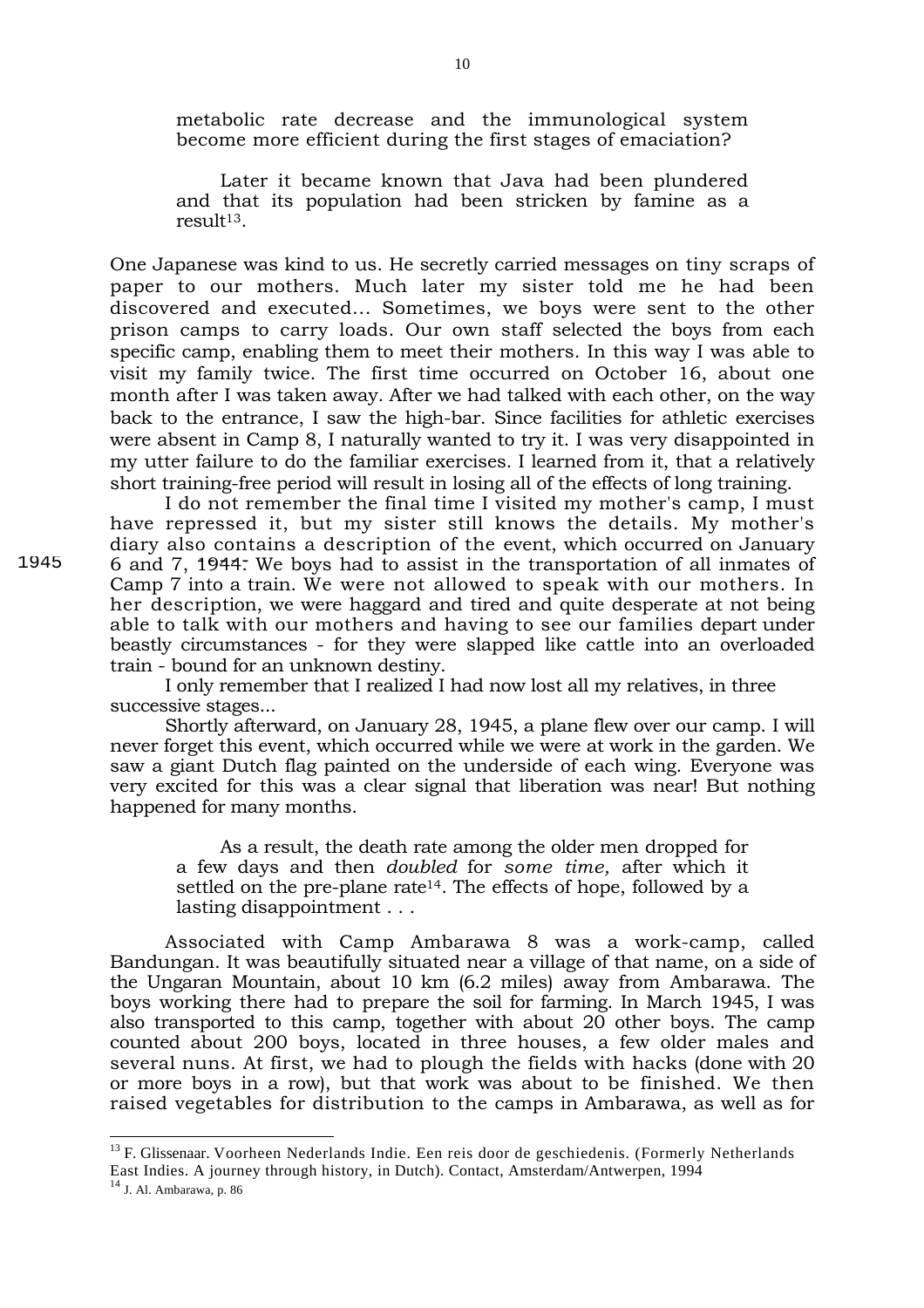> metabolic rate decrease and the immunological system become more efficient during the first stages of emaciation?
>
> Later it became known that Java had been plundered and that its population had been stricken by famine as a result[13].

One Japanese was kind to us. He secretly carried messages on tiny scraps of paper to our mothers. Much later my sister told me he had been discovered and executed... Sometimes, we boys were sent to the other prison camps to carry loads. Our own staff selected the boys from each specific camp, enabling them to meet their mothers. In this way I was able to visit my family twice. The first time occurred on October 16, about one month after I was taken away. After we had talked with each other, on the way back to the entrance, I saw the high-bar. Since facilities for athletic exercises were absent in Camp 8, I naturally wanted to try it. I was very disappointed in my utter failure to do the familiar exercises. I learned from it, that a relatively short training-free period will result in losing all of the effects of long training.

1945

I do not remember the final time I visited my mother's camp, I must have repressed it, but my sister still knows the details. My mother's diary also contains a description of the event, which occurred on January 6 and 7, 1944. We boys had to assist in the transportation of all inmates of Camp 7 into a train. We were not allowed to speak with our mothers. In her description, we were haggard and tired and quite desperate at not being able to talk with our mothers and having to see our families depart under beastly circumstances - for they were slapped like cattle into an overloaded train - bound for an unknown destiny.

I only remember that I realized I had now lost all my relatives, in three successive stages...

Shortly afterward, on January 28, 1945, a plane flew over our camp. I will never forget this event, which occurred while we were at work in the garden. We saw a giant Dutch flag painted on the underside of each wing. Everyone was very excited for this was a clear signal that liberation was near! But nothing happened for many months.

> As a result, the death rate among the older men dropped for a few days and then *doubled* for *some time,* after which it settled on the pre-plane rate[14]. The effects of hope, followed by a lasting disappointment . . .

Associated with Camp Ambarawa 8 was a work-camp, called Bandungan. It was beautifully situated near a village of that name, on a side of the Ungaran Mountain, about 10 km (6.2 miles) away from Ambarawa. The boys working there had to prepare the soil for farming. In March 1945, I was also transported to this camp, together with about 20 other boys. The camp counted about 200 boys, located in three houses, a few older males and several nuns. At first, we had to plough the fields with hacks (done with 20 or more boys in a row), but that work was about to be finished. We then raised vegetables for distribution to the camps in Ambarawa, as well as for

---

[13] F. Glissenaar. Voorheen Nederlands Indie. Een reis door de geschiedenis. (Formerly Netherlands East Indies. A journey through history, in Dutch). Contact, Amsterdam/Antwerpen, 1994

[14] J. Al. Ambarawa, p. 86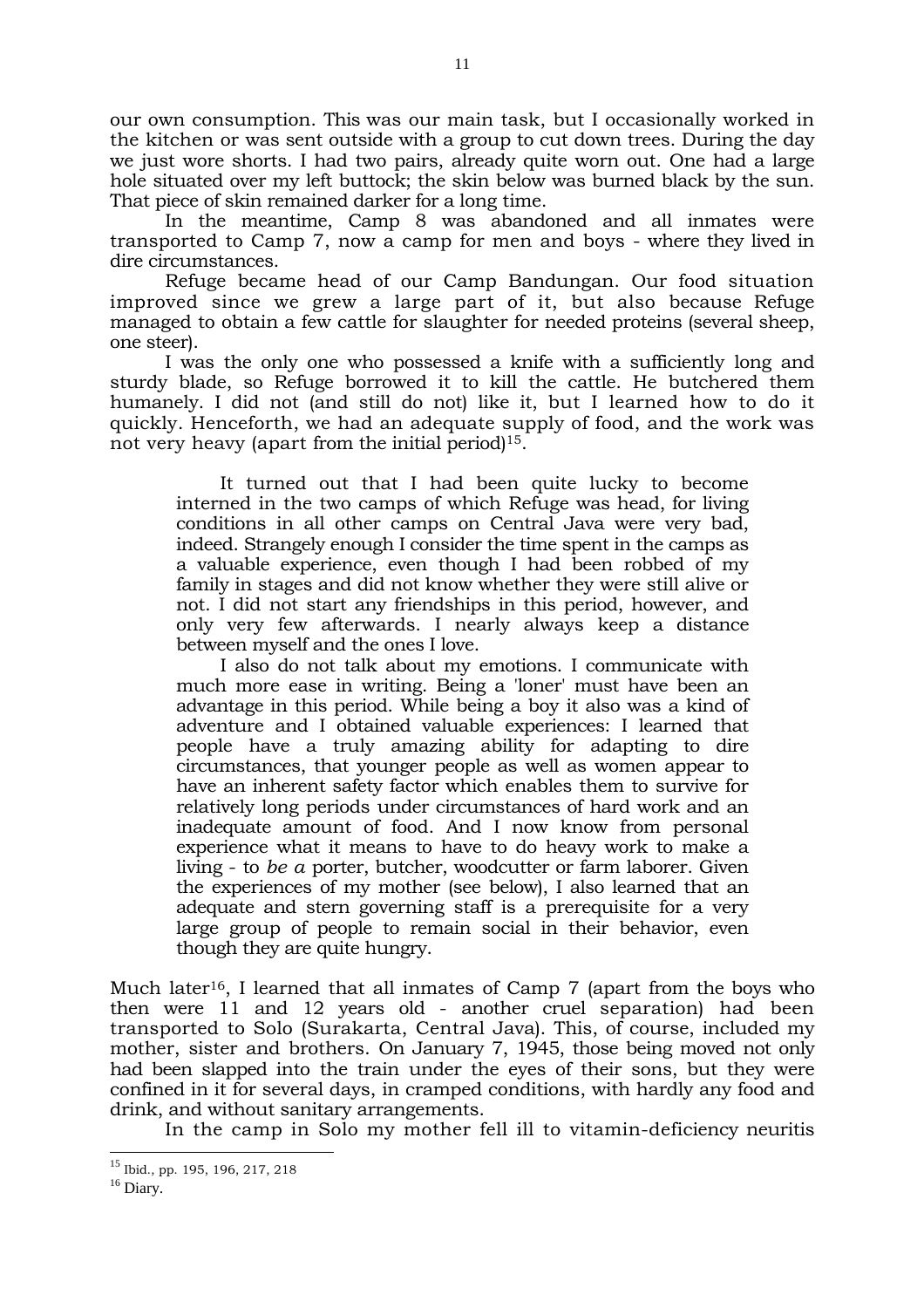our own consumption. This was our main task, but I occasionally worked in the kitchen or was sent outside with a group to cut down trees. During the day we just wore shorts. I had two pairs, already quite worn out. One had a large hole situated over my left buttock; the skin below was burned black by the sun. That piece of skin remained darker for a long time.

In the meantime, Camp 8 was abandoned and all inmates were transported to Camp 7, now a camp for men and boys - where they lived in dire circumstances.

Refuge became head of our Camp Bandungan. Our food situation improved since we grew a large part of it, but also because Refuge managed to obtain a few cattle for slaughter for needed proteins (several sheep, one steer).

I was the only one who possessed a knife with a sufficiently long and sturdy blade, so Refuge borrowed it to kill the cattle. He butchered them humanely. I did not (and still do not) like it, but I learned how to do it quickly. Henceforth, we had an adequate supply of food, and the work was not very heavy (apart from the initial period)[15].

> It turned out that I had been quite lucky to become interned in the two camps of which Refuge was head, for living conditions in all other camps on Central Java were very bad, indeed. Strangely enough I consider the time spent in the camps as a valuable experience, even though I had been robbed of my family in stages and did not know whether they were still alive or not. I did not start any friendships in this period, however, and only very few afterwards. I nearly always keep a distance between myself and the ones I love.
>
> I also do not talk about my emotions. I communicate with much more ease in writing. Being a 'loner' must have been an advantage in this period. While being a boy it also was a kind of adventure and I obtained valuable experiences: I learned that people have a truly amazing ability for adapting to dire circumstances, that younger people as well as women appear to have an inherent safety factor which enables them to survive for relatively long periods under circumstances of hard work and an inadequate amount of food. And I now know from personal experience what it means to have to do heavy work to make a living - to *be a* porter, butcher, woodcutter or farm laborer. Given the experiences of my mother (see below), I also learned that an adequate and stern governing staff is a prerequisite for a very large group of people to remain social in their behavior, even though they are quite hungry.

Much later[16], I learned that all inmates of Camp 7 (apart from the boys who then were 11 and 12 years old - another cruel separation) had been transported to Solo (Surakarta, Central Java). This, of course, included my mother, sister and brothers. On January 7, 1945, those being moved not only had been slapped into the train under the eyes of their sons, but they were confined in it for several days, in cramped conditions, with hardly any food and drink, and without sanitary arrangements.

In the camp in Solo my mother fell ill to vitamin-deficiency neuritis

---

[15] Ibid., pp. 195, 196, 217, 218

[16] Diary.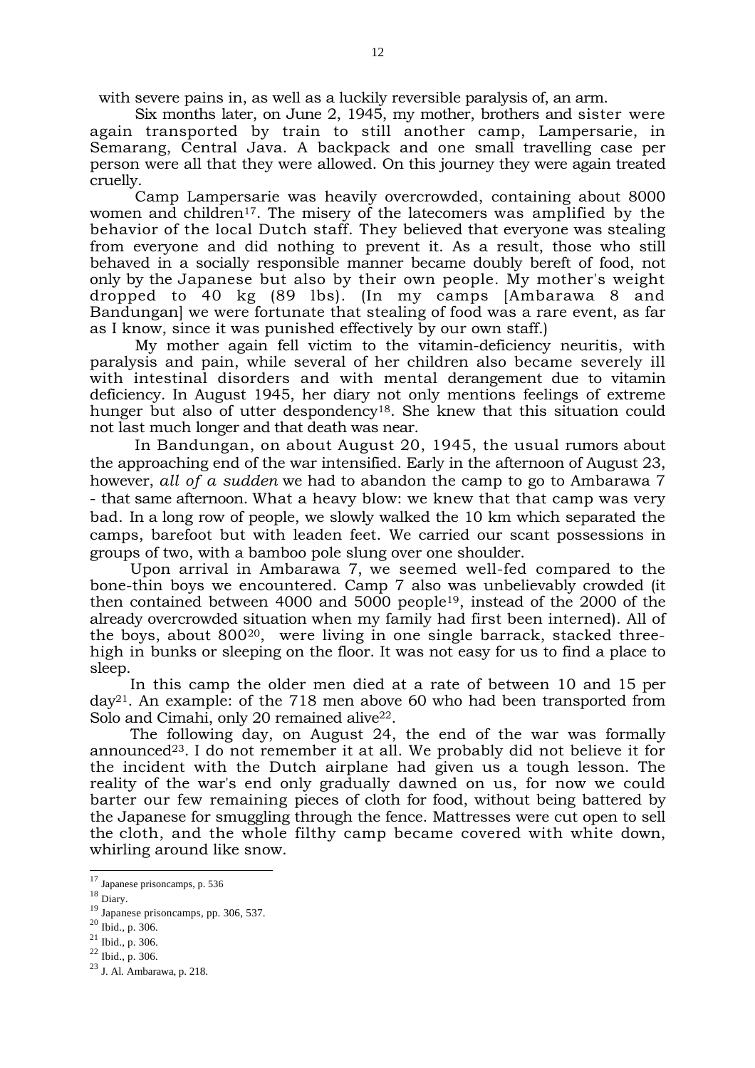with severe pains in, as well as a luckily reversible paralysis of, an arm.

Six months later, on June 2, 1945, my mother, brothers and sister were again transported by train to still another camp, Lampersarie, in Semarang, Central Java. A backpack and one small travelling case per person were all that they were allowed. On this journey they were again treated cruelly.

Camp Lampersarie was heavily overcrowded, containing about 8000 women and children[17]. The misery of the latecomers was amplified by the behavior of the local Dutch staff. They believed that everyone was stealing from everyone and did nothing to prevent it. As a result, those who still behaved in a socially responsible manner became doubly bereft of food, not only by the Japanese but also by their own people. My mother's weight dropped to 40 kg (89 lbs). (In my camps [Ambarawa 8 and Bandungan] we were fortunate that stealing of food was a rare event, as far as I know, since it was punished effectively by our own staff.)

My mother again fell victim to the vitamin-deficiency neuritis, with paralysis and pain, while several of her children also became severely ill with intestinal disorders and with mental derangement due to vitamin deficiency. In August 1945, her diary not only mentions feelings of extreme hunger but also of utter despondency[18]. She knew that this situation could not last much longer and that death was near.

In Bandungan, on about August 20, 1945, the usual rumors about the approaching end of the war intensified. Early in the afternoon of August 23, however, *all of a sudden* we had to abandon the camp to go to Ambarawa 7 - that same afternoon. What a heavy blow: we knew that that camp was very bad. In a long row of people, we slowly walked the 10 km which separated the camps, barefoot but with leaden feet. We carried our scant possessions in groups of two, with a bamboo pole slung over one shoulder.

Upon arrival in Ambarawa 7, we seemed well-fed compared to the bone-thin boys we encountered. Camp 7 also was unbelievably crowded (it then contained between 4000 and 5000 people[19], instead of the 2000 of the already overcrowded situation when my family had first been interned). All of the boys, about 800[20], were living in one single barrack, stacked three-high in bunks or sleeping on the floor. It was not easy for us to find a place to sleep.

In this camp the older men died at a rate of between 10 and 15 per day[21]. An example: of the 718 men above 60 who had been transported from Solo and Cimahi, only 20 remained alive[22].

The following day, on August 24, the end of the war was formally announced[23]. I do not remember it at all. We probably did not believe it for the incident with the Dutch airplane had given us a tough lesson. The reality of the war's end only gradually dawned on us, for now we could barter our few remaining pieces of cloth for food, without being battered by the Japanese for smuggling through the fence. Mattresses were cut open to sell the cloth, and the whole filthy camp became covered with white down, whirling around like snow.

---

[17] Japanese prisoncamps, p. 536

[18] Diary.

[19] Japanese prisoncamps, pp. 306, 537.

[20] Ibid., p. 306.

[21] Ibid., p. 306.

[22] Ibid., p. 306.

[23] J. Al. Ambarawa, p. 218.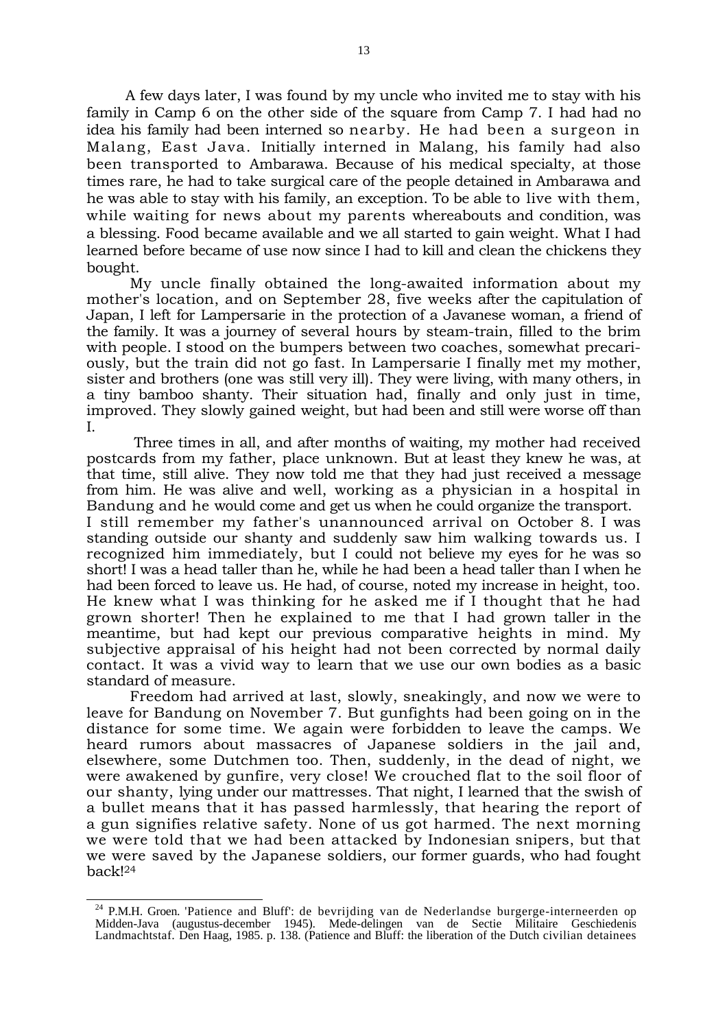A few days later, I was found by my uncle who invited me to stay with his family in Camp 6 on the other side of the square from Camp 7. I had had no idea his family had been interned so nearby. He had been a surgeon in Malang, East Java. Initially interned in Malang, his family had also been transported to Ambarawa. Because of his medical specialty, at those times rare, he had to take surgical care of the people detained in Ambarawa and he was able to stay with his family, an exception. To be able to live with them, while waiting for news about my parents whereabouts and condition, was a blessing. Food became available and we all started to gain weight. What I had learned before became of use now since I had to kill and clean the chickens they bought.

My uncle finally obtained the long-awaited information about my mother's location, and on September 28, five weeks after the capitulation of Japan, I left for Lampersarie in the protection of a Javanese woman, a friend of the family. It was a journey of several hours by steam-train, filled to the brim with people. I stood on the bumpers between two coaches, somewhat precariously, but the train did not go fast. In Lampersarie I finally met my mother, sister and brothers (one was still very ill). They were living, with many others, in a tiny bamboo shanty. Their situation had, finally and only just in time, improved. They slowly gained weight, but had been and still were worse off than I.

Three times in all, and after months of waiting, my mother had received postcards from my father, place unknown. But at least they knew he was, at that time, still alive. They now told me that they had just received a message from him. He was alive and well, working as a physician in a hospital in Bandung and he would come and get us when he could organize the transport.

I still remember my father's unannounced arrival on October 8. I was standing outside our shanty and suddenly saw him walking towards us. I recognized him immediately, but I could not believe my eyes for he was so short! I was a head taller than he, while he had been a head taller than I when he had been forced to leave us. He had, of course, noted my increase in height, too. He knew what I was thinking for he asked me if I thought that he had grown shorter! Then he explained to me that I had grown taller in the meantime, but had kept our previous comparative heights in mind. My subjective appraisal of his height had not been corrected by normal daily contact. It was a vivid way to learn that we use our own bodies as a basic standard of measure.

Freedom had arrived at last, slowly, sneakingly, and now we were to leave for Bandung on November 7. But gunfights had been going on in the distance for some time. We again were forbidden to leave the camps. We heard rumors about massacres of Japanese soldiers in the jail and, elsewhere, some Dutchmen too. Then, suddenly, in the dead of night, we were awakened by gunfire, very close! We crouched flat to the soil floor of our shanty, lying under our mattresses. That night, I learned that the swish of a bullet means that it has passed harmlessly, that hearing the report of a gun signifies relative safety. None of us got harmed. The next morning we were told that we had been attacked by Indonesian snipers, but that we were saved by the Japanese soldiers, our former guards, who had fought back![24]

---

[24] P.M.H. Groen. 'Patience and Bluff': de bevrijding van de Nederlandse burgerge-interneerden op Midden-Java (augustus-december 1945). Mede-delingen van de Sectie Militaire Geschiedenis Landmachtstaf. Den Haag, 1985. p. 138. (Patience and Bluff: the liberation of the Dutch civilian detainees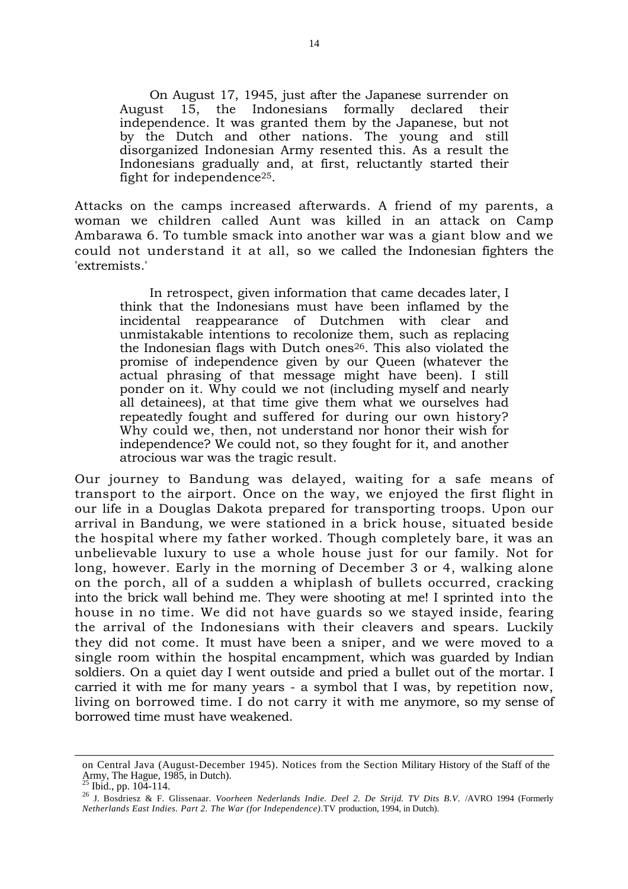> On August 17, 1945, just after the Japanese surrender on August 15, the Indonesians formally declared their independence. It was granted them by the Japanese, but not by the Dutch and other nations. The young and still disorganized Indonesian Army resented this. As a result the Indonesians gradually and, at first, reluctantly started their fight for independence[25].

Attacks on the camps increased afterwards. A friend of my parents, a woman we children called Aunt was killed in an attack on Camp Ambarawa 6. To tumble smack into another war was a giant blow and we could not understand it at all, so we called the Indonesian fighters the 'extremists.'

> In retrospect, given information that came decades later, I think that the Indonesians must have been inflamed by the incidental reappearance of Dutchmen with clear and unmistakable intentions to recolonize them, such as replacing the Indonesian flags with Dutch ones[26]. This also violated the promise of independence given by our Queen (whatever the actual phrasing of that message might have been). I still ponder on it. Why could we not (including myself and nearly all detainees), at that time give them what we ourselves had repeatedly fought and suffered for during our own history? Why could we, then, not understand nor honor their wish for independence? We could not, so they fought for it, and another atrocious war was the tragic result.

Our journey to Bandung was delayed, waiting for a safe means of transport to the airport. Once on the way, we enjoyed the first flight in our life in a Douglas Dakota prepared for transporting troops. Upon our arrival in Bandung, we were stationed in a brick house, situated beside the hospital where my father worked. Though completely bare, it was an unbelievable luxury to use a whole house just for our family. Not for long, however. Early in the morning of December 3 or 4, walking alone on the porch, all of a sudden a whiplash of bullets occurred, cracking into the brick wall behind me. They were shooting at me! I sprinted into the house in no time. We did not have guards so we stayed inside, fearing the arrival of the Indonesians with their cleavers and spears. Luckily they did not come. It must have been a sniper, and we were moved to a single room within the hospital encampment, which was guarded by Indian soldiers. On a quiet day I went outside and pried a bullet out of the mortar. I carried it with me for many years - a symbol that I was, by repetition now, living on borrowed time. I do not carry it with me anymore, so my sense of borrowed time must have weakened.

---

on Central Java (August-December 1945). Notices from the Section Military History of the Staff of the Army, The Hague, 1985, in Dutch).

[25] Ibid., pp. 104-114.

[26] J. Bosdriesz & F. Glissenaar. *Voorheen Nederlands Indie. Deel 2. De Strijd. TV Dits B.V.* /AVRO 1994 (Formerly *Netherlands East Indies. Part 2. The War (for Independence)*.TV production, 1994, in Dutch).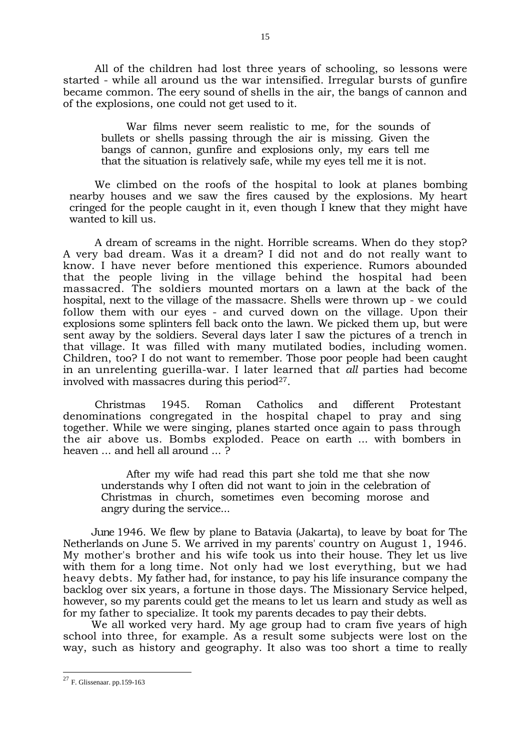All of the children had lost three years of schooling, so lessons were started - while all around us the war intensified. Irregular bursts of gunfire became common. The eery sound of shells in the air, the bangs of cannon and of the explosions, one could not get used to it.

> War films never seem realistic to me, for the sounds of bullets or shells passing through the air is missing. Given the bangs of cannon, gunfire and explosions only, my ears tell me that the situation is relatively safe, while my eyes tell me it is not.

We climbed on the roofs of the hospital to look at planes bombing nearby houses and we saw the fires caused by the explosions. My heart cringed for the people caught in it, even though I knew that they might have wanted to kill us.

A dream of screams in the night. Horrible screams. When do they stop? A very bad dream. Was it a dream? I did not and do not really want to know. I have never before mentioned this experience. Rumors abounded that the people living in the village behind the hospital had been massacred. The soldiers mounted mortars on a lawn at the back of the hospital, next to the village of the massacre. Shells were thrown up - we could follow them with our eyes - and curved down on the village. Upon their explosions some splinters fell back onto the lawn. We picked them up, but were sent away by the soldiers. Several days later I saw the pictures of a trench in that village. It was filled with many mutilated bodies, including women. Children, too? I do not want to remember. Those poor people had been caught in an unrelenting guerilla-war. I later learned that *all* parties had become involved with massacres during this period[27].

Christmas 1945. Roman Catholics and different Protestant denominations congregated in the hospital chapel to pray and sing together. While we were singing, planes started once again to pass through the air above us. Bombs exploded. Peace on earth ... with bombers in heaven ... and hell all around ... ?

> After my wife had read this part she told me that she now understands why I often did not want to join in the celebration of Christmas in church, sometimes even becoming morose and angry during the service...

June 1946. We flew by plane to Batavia (Jakarta), to leave by boat for The Netherlands on June 5. We arrived in my parents' country on August 1, 1946. My mother's brother and his wife took us into their house. They let us live with them for a long time. Not only had we lost everything, but we had heavy debts. My father had, for instance, to pay his life insurance company the backlog over six years, a fortune in those days. The Missionary Service helped, however, so my parents could get the means to let us learn and study as well as for my father to specialize. It took my parents decades to pay their debts.

We all worked very hard. My age group had to cram five years of high school into three, for example. As a result some subjects were lost on the way, such as history and geography. It also was too short a time to really

---

[27] F. Glissenaar. pp.159-163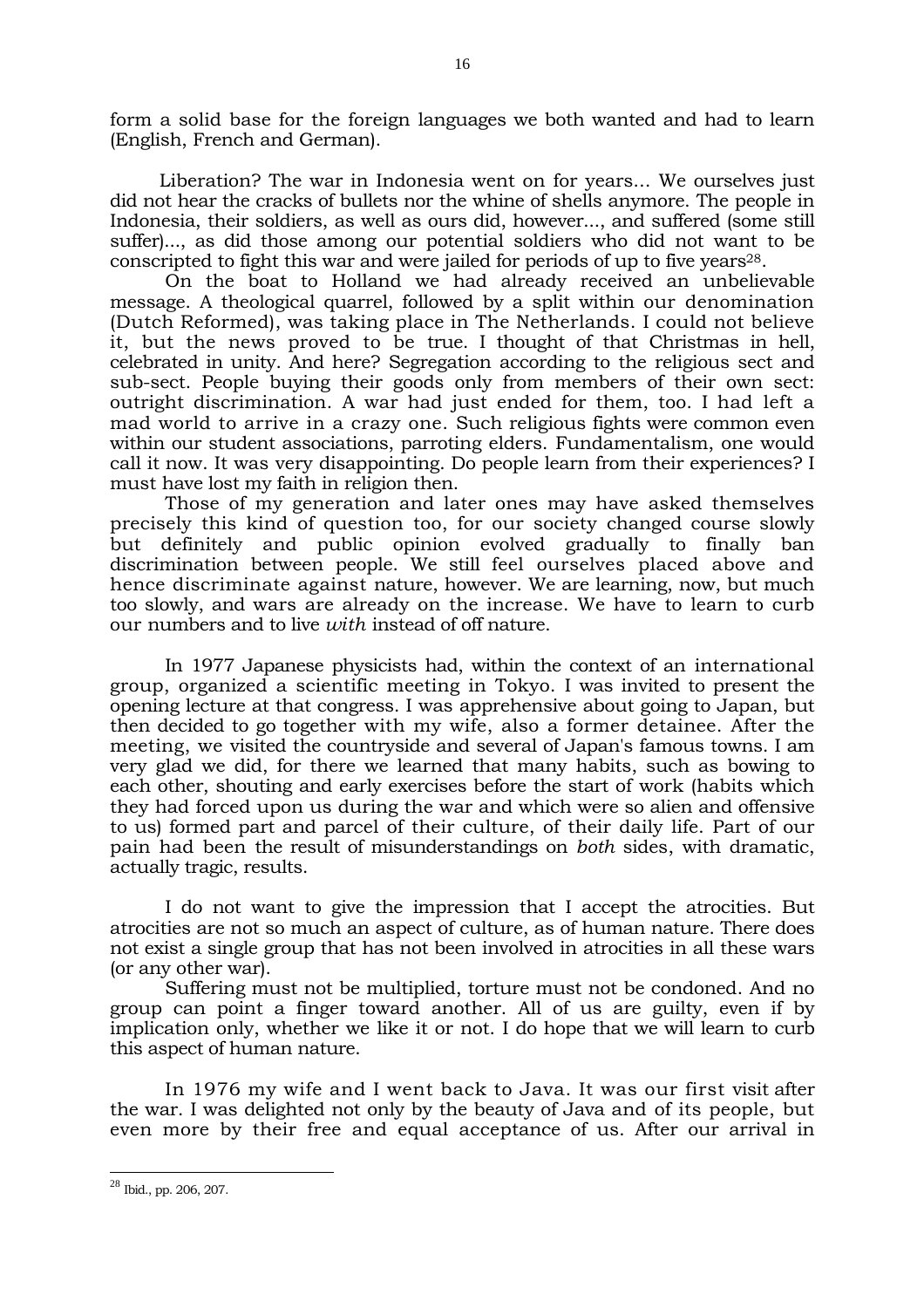form a solid base for the foreign languages we both wanted and had to learn (English, French and German).

Liberation? The war in Indonesia went on for years... We ourselves just did not hear the cracks of bullets nor the whine of shells anymore. The people in Indonesia, their soldiers, as well as ours did, however..., and suffered (some still suffer)..., as did those among our potential soldiers who did not want to be conscripted to fight this war and were jailed for periods of up to five years[28].

On the boat to Holland we had already received an unbelievable message. A theological quarrel, followed by a split within our denomination (Dutch Reformed), was taking place in The Netherlands. I could not believe it, but the news proved to be true. I thought of that Christmas in hell, celebrated in unity. And here? Segregation according to the religious sect and sub-sect. People buying their goods only from members of their own sect: outright discrimination. A war had just ended for them, too. I had left a mad world to arrive in a crazy one. Such religious fights were common even within our student associations, parroting elders. Fundamentalism, one would call it now. It was very disappointing. Do people learn from their experiences? I must have lost my faith in religion then.

Those of my generation and later ones may have asked themselves precisely this kind of question too, for our society changed course slowly but definitely and public opinion evolved gradually to finally ban discrimination between people. We still feel ourselves placed above and hence discriminate against nature, however. We are learning, now, but much too slowly, and wars are already on the increase. We have to learn to curb our numbers and to live *with* instead of off nature.

In 1977 Japanese physicists had, within the context of an international group, organized a scientific meeting in Tokyo. I was invited to present the opening lecture at that congress. I was apprehensive about going to Japan, but then decided to go together with my wife, also a former detainee. After the meeting, we visited the countryside and several of Japan's famous towns. I am very glad we did, for there we learned that many habits, such as bowing to each other, shouting and early exercises before the start of work (habits which they had forced upon us during the war and which were so alien and offensive to us) formed part and parcel of their culture, of their daily life. Part of our pain had been the result of misunderstandings on *both* sides, with dramatic, actually tragic, results.

I do not want to give the impression that I accept the atrocities. But atrocities are not so much an aspect of culture, as of human nature. There does not exist a single group that has not been involved in atrocities in all these wars (or any other war).

Suffering must not be multiplied, torture must not be condoned. And no group can point a finger toward another. All of us are guilty, even if by implication only, whether we like it or not. I do hope that we will learn to curb this aspect of human nature.

In 1976 my wife and I went back to Java. It was our first visit after the war. I was delighted not only by the beauty of Java and of its people, but even more by their free and equal acceptance of us. After our arrival in

[28] Ibid., pp. 206, 207.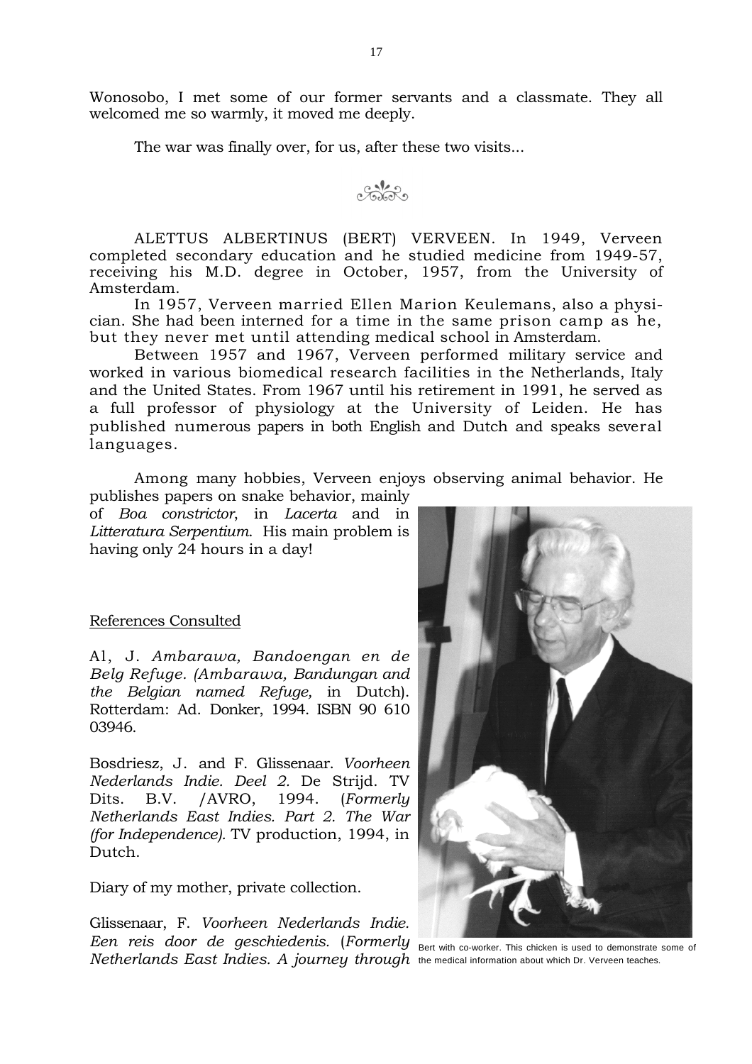Wonosobo, I met some of our former servants and a classmate. They all welcomed me so warmly, it moved me deeply.

The war was finally over, for us, after these two visits...

ALETTUS ALBERTINUS (BERT) VERVEEN. In 1949, Verveen completed secondary education and he studied medicine from 1949-57, receiving his M.D. degree in October, 1957, from the University of Amsterdam.

In 1957, Verveen married Ellen Marion Keulemans, also a physician. She had been interned for a time in the same prison camp as he, but they never met until attending medical school in Amsterdam.

Between 1957 and 1967, Verveen performed military service and worked in various biomedical research facilities in the Netherlands, Italy and the United States. From 1967 until his retirement in 1991, he served as a full professor of physiology at the University of Leiden. He has published numerous papers in both English and Dutch and speaks several languages.

Among many hobbies, Verveen enjoys observing animal behavior. He publishes papers on snake behavior, mainly of *Boa constrictor*, in *Lacerta* and in *Litteratura Serpentium*. His main problem is having only 24 hours in a day!

Bert with co-worker. This chicken is used to demonstrate some of the medical information about which Dr. Verveen teaches.

## References Consulted

Al, J. *Ambarawa, Bandoengan en de Belg Refuge. (Ambarawa, Bandungan and the Belgian named Refuge,* in Dutch). Rotterdam: Ad. Donker, 1994. ISBN 90 610 03946.

Bosdriesz, J. and F. Glissenaar. *Voorheen Nederlands Indie. Deel 2.* De Strijd. TV Dits. B.V. /AVRO, 1994. (*Formerly Netherlands East Indies. Part 2. The War (for Independence).* TV production, 1994, in Dutch.

Diary of my mother, private collection.

Glissenaar, F. *Voorheen Nederlands Indie. Een reis door de geschiedenis.* (*Formerly Netherlands East Indies. A journey through*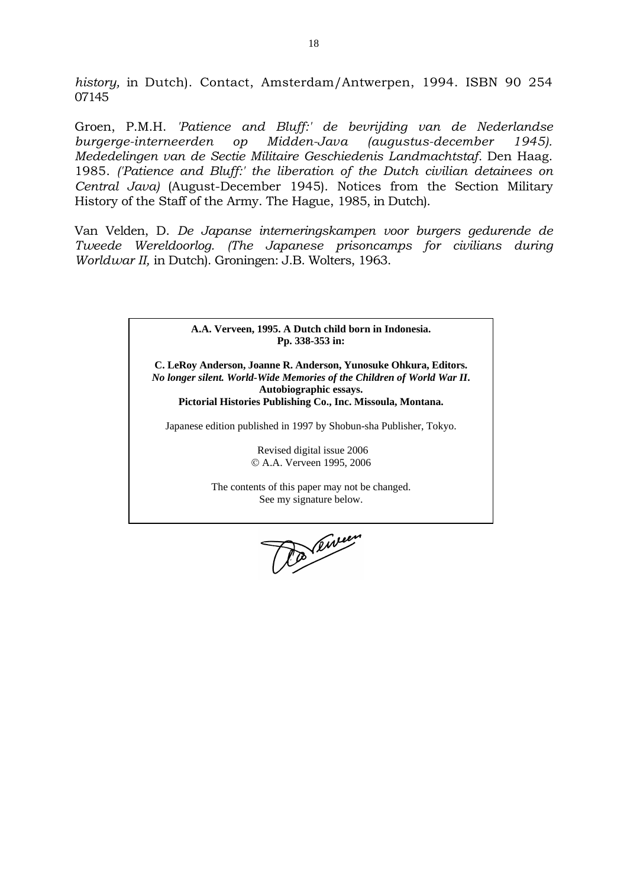*history,* in Dutch). Contact, Amsterdam/Antwerpen, 1994. ISBN 90 254 07145

Groen, P.M.H. *'Patience and Bluff:' de bevrijding van de Nederlandse burgerge-interneerden op Midden-Java (augustus-december 1945). Mededelingen van de Sectie Militaire Geschiedenis Landmachtstaf*. Den Haag. 1985. *('Patience and Bluff:' the liberation of the Dutch civilian detainees on Central Java)* (August-December 1945). Notices from the Section Military History of the Staff of the Army. The Hague, 1985, in Dutch).

Van Velden, D. *De Japanse interneringskampen voor burgers gedurende de Tweede Wereldoorlog. (The Japanese prisoncamps for civilians during Worldwar II,* in Dutch). Groningen: J.B. Wolters, 1963.

**A.A. Verveen, 1995. A Dutch child born in Indonesia.**
**Pp. 338-353 in:**

**C. LeRoy Anderson, Joanne R. Anderson, Yunosuke Ohkura, Editors.**
***No longer silent. World-Wide Memories of the Children of World War II*.**
**Autobiographic essays.**
**Pictorial Histories Publishing Co., Inc. Missoula, Montana.**

Japanese edition published in 1997 by Shobun-sha Publisher, Tokyo.

Revised digital issue 2006
© A.A. Verveen 1995, 2006

The contents of this paper may not be changed.
See my signature below.